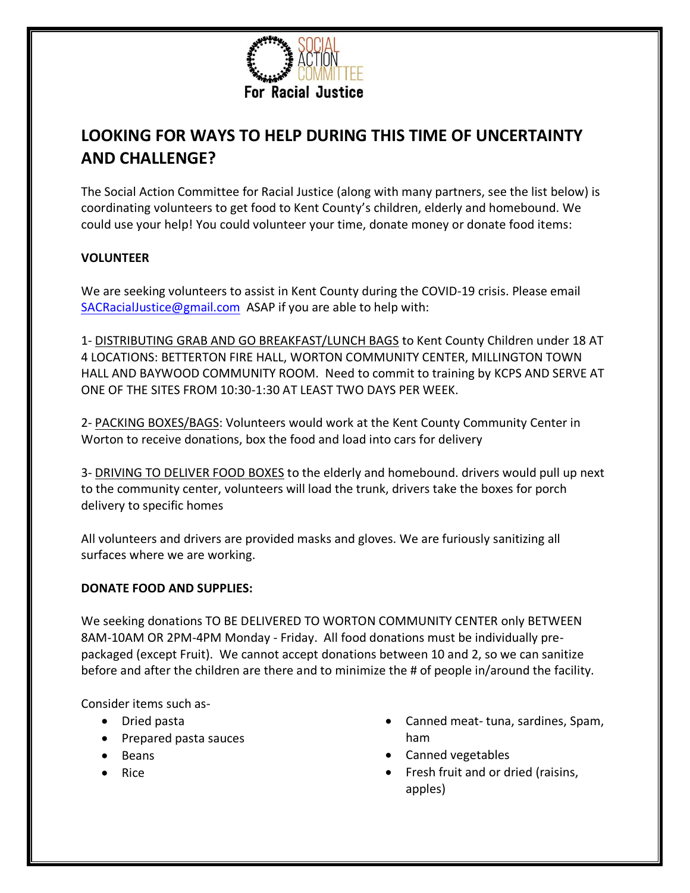SOCIAL ACTION COMMITTEE
For Racial Justice

# LOOKING FOR WAYS TO HELP DURING THIS TIME OF UNCERTAINTY AND CHALLENGE?

The Social Action Committee for Racial Justice (along with many partners, see the list below) is coordinating volunteers to get food to Kent County's children, elderly and homebound. We could use your help! You could volunteer your time, donate money or donate food items:

**VOLUNTEER**

We are seeking volunteers to assist in Kent County during the COVID-19 crisis. Please email SACRacialJustice@gmail.com ASAP if you are able to help with:

1- DISTRIBUTING GRAB AND GO BREAKFAST/LUNCH BAGS to Kent County Children under 18 AT 4 LOCATIONS: BETTERTON FIRE HALL, WORTON COMMUNITY CENTER, MILLINGTON TOWN HALL AND BAYWOOD COMMUNITY ROOM. Need to commit to training by KCPS AND SERVE AT ONE OF THE SITES FROM 10:30-1:30 AT LEAST TWO DAYS PER WEEK.

2- PACKING BOXES/BAGS: Volunteers would work at the Kent County Community Center in Worton to receive donations, box the food and load into cars for delivery

3- DRIVING TO DELIVER FOOD BOXES to the elderly and homebound. drivers would pull up next to the community center, volunteers will load the trunk, drivers take the boxes for porch delivery to specific homes

All volunteers and drivers are provided masks and gloves. We are furiously sanitizing all surfaces where we are working.

**DONATE FOOD AND SUPPLIES:**

We seeking donations TO BE DELIVERED TO WORTON COMMUNITY CENTER only BETWEEN 8AM-10AM OR 2PM-4PM Monday - Friday. All food donations must be individually pre-packaged (except Fruit). We cannot accept donations between 10 and 2, so we can sanitize before and after the children are there and to minimize the # of people in/around the facility.

Consider items such as-

- Dried pasta
- Prepared pasta sauces
- Beans
- Rice
- Canned meat- tuna, sardines, Spam, ham
- Canned vegetables
- Fresh fruit and or dried (raisins, apples)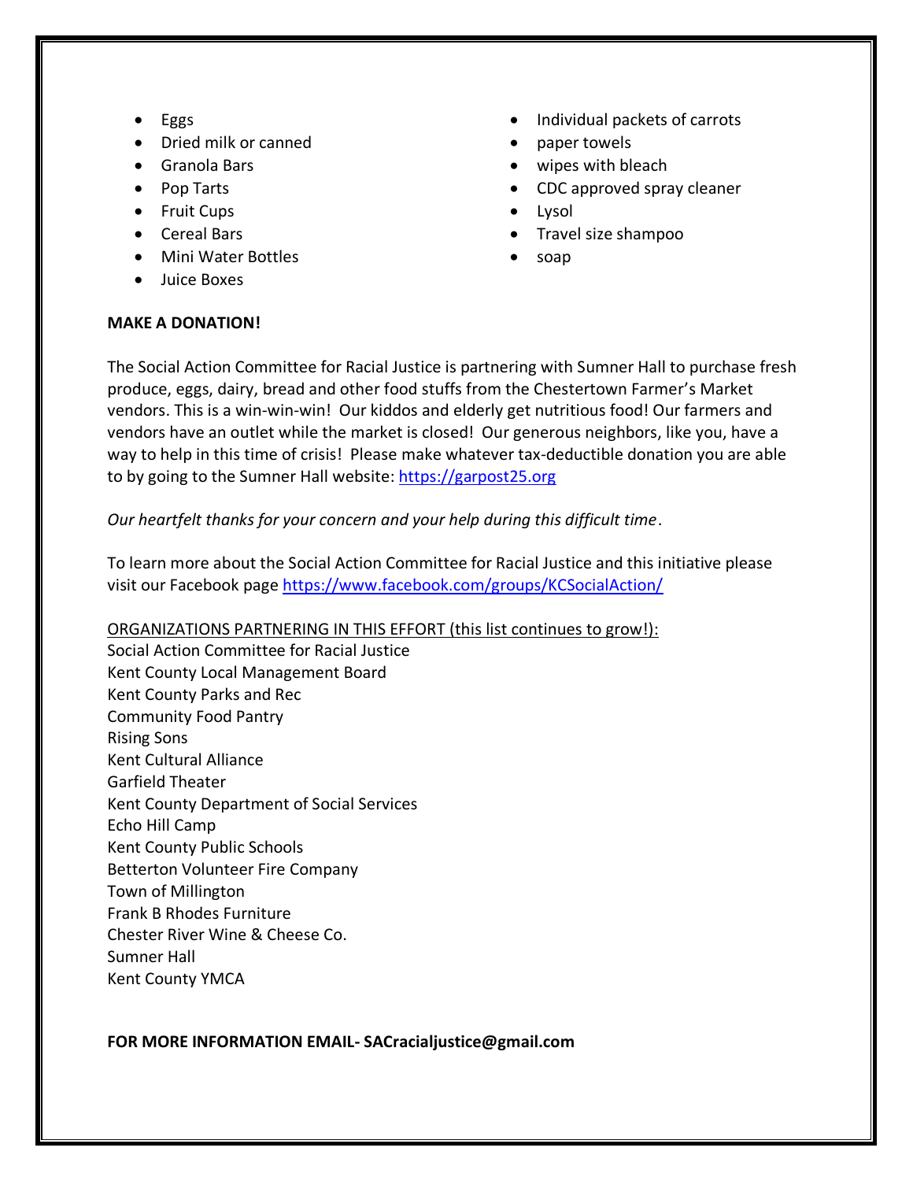- Eggs
- Dried milk or canned
- Granola Bars
- Pop Tarts
- Fruit Cups
- Cereal Bars
- Mini Water Bottles
- Juice Boxes
- Individual packets of carrots
- paper towels
- wipes with bleach
- CDC approved spray cleaner
- Lysol
- Travel size shampoo
- soap

**MAKE A DONATION!**

The Social Action Committee for Racial Justice is partnering with Sumner Hall to purchase fresh produce, eggs, dairy, bread and other food stuffs from the Chestertown Farmer's Market vendors. This is a win-win-win! Our kiddos and elderly get nutritious food! Our farmers and vendors have an outlet while the market is closed! Our generous neighbors, like you, have a way to help in this time of crisis! Please make whatever tax-deductible donation you are able to by going to the Sumner Hall website: [https://garpost25.org](https://garpost25.org)

*Our heartfelt thanks for your concern and your help during this difficult time*.

To learn more about the Social Action Committee for Racial Justice and this initiative please visit our Facebook page [https://www.facebook.com/groups/KCSocialAction/](https://www.facebook.com/groups/KCSocialAction/)

<u>ORGANIZATIONS PARTNERING IN THIS EFFORT (this list continues to grow!):</u>

Social Action Committee for Racial Justice
Kent County Local Management Board
Kent County Parks and Rec
Community Food Pantry
Rising Sons
Kent Cultural Alliance
Garfield Theater
Kent County Department of Social Services
Echo Hill Camp
Kent County Public Schools
Betterton Volunteer Fire Company
Town of Millington
Frank B Rhodes Furniture
Chester River Wine & Cheese Co.
Sumner Hall
Kent County YMCA

**FOR MORE INFORMATION EMAIL- SACracialjustice@gmail.com**